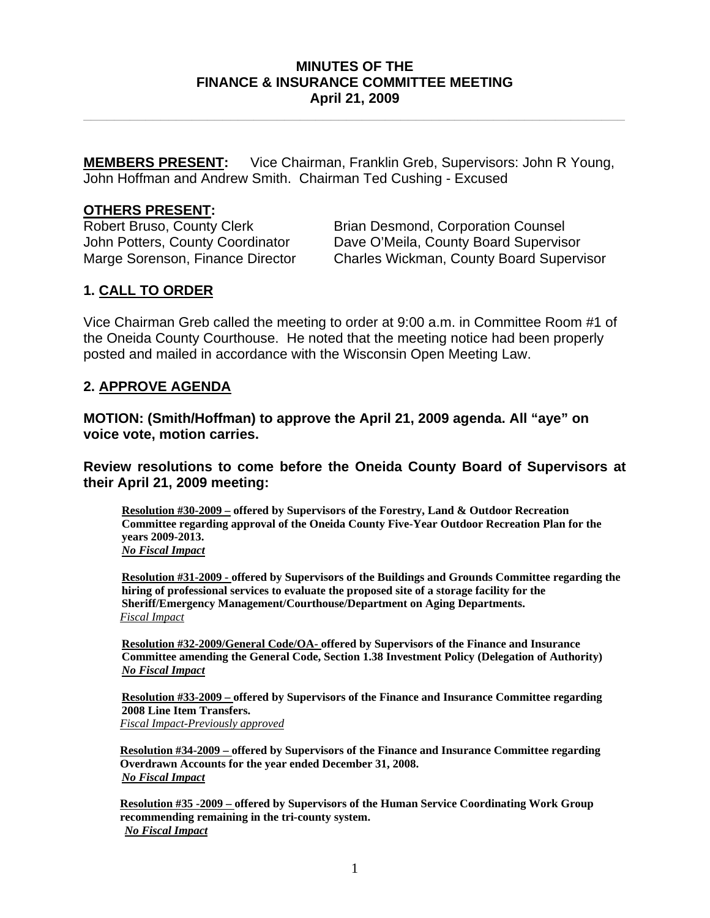# MINUTES OF THE FINANCE & INSURANCE COMMITTEE MEETING
## April 21, 2009

**MEMBERS PRESENT:** Vice Chairman, Franklin Greb, Supervisors: John R Young, John Hoffman and Andrew Smith. Chairman Ted Cushing - Excused

**OTHERS PRESENT:**

Robert Bruso, County Clerk
John Potters, County Coordinator
Marge Sorenson, Finance Director
Brian Desmond, Corporation Counsel
Dave O'Meila, County Board Supervisor
Charles Wickman, County Board Supervisor

## 1. CALL TO ORDER

Vice Chairman Greb called the meeting to order at 9:00 a.m. in Committee Room #1 of the Oneida County Courthouse. He noted that the meeting notice had been properly posted and mailed in accordance with the Wisconsin Open Meeting Law.

## 2. APPROVE AGENDA

**MOTION: (Smith/Hoffman) to approve the April 21, 2009 agenda. All "aye" on voice vote, motion carries.**

**Review resolutions to come before the Oneida County Board of Supervisors at their April 21, 2009 meeting:**

**Resolution #30-2009 – offered by Supervisors of the Forestry, Land & Outdoor Recreation Committee regarding approval of the Oneida County Five-Year Outdoor Recreation Plan for the years 2009-2013.**
***No Fiscal Impact***

**Resolution #31-2009 - offered by Supervisors of the Buildings and Grounds Committee regarding the hiring of professional services to evaluate the proposed site of a storage facility for the Sheriff/Emergency Management/Courthouse/Department on Aging Departments.**
*Fiscal Impact*

**Resolution #32-2009/General Code/OA- offered by Supervisors of the Finance and Insurance Committee amending the General Code, Section 1.38 Investment Policy (Delegation of Authority)**
***No Fiscal Impact***

**Resolution #33-2009 – offered by Supervisors of the Finance and Insurance Committee regarding 2008 Line Item Transfers.**
*Fiscal Impact-Previously approved*

**Resolution #34-2009 – offered by Supervisors of the Finance and Insurance Committee regarding Overdrawn Accounts for the year ended December 31, 2008.**
***No Fiscal Impact***

**Resolution #35 -2009 – offered by Supervisors of the Human Service Coordinating Work Group recommending remaining in the tri-county system.**
***No Fiscal Impact***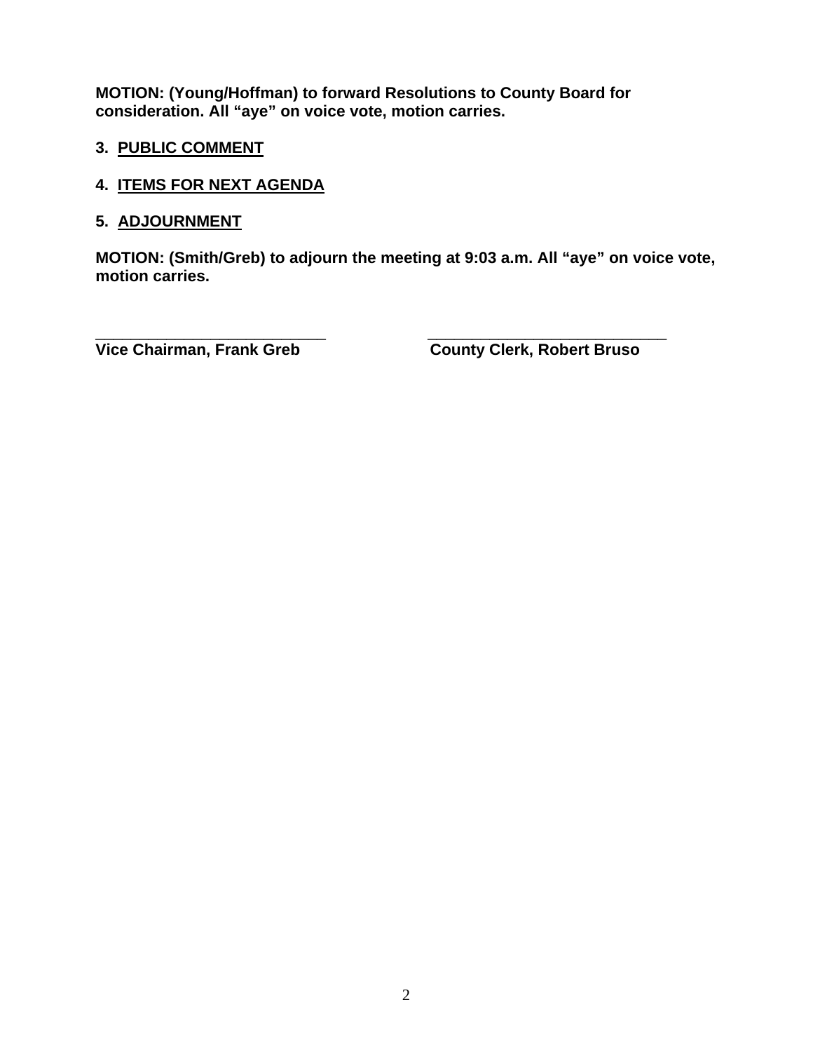**MOTION: (Young/Hoffman) to forward Resolutions to County Board for consideration. All "aye" on voice vote, motion carries.**

**3. PUBLIC COMMENT**

**4. ITEMS FOR NEXT AGENDA**

**5. ADJOURNMENT**

**MOTION: (Smith/Greb) to adjourn the meeting at 9:03 a.m. All "aye" on voice vote, motion carries.**

___________________________ ___________________________

**Vice Chairman, Frank Greb** **County Clerk, Robert Bruso**